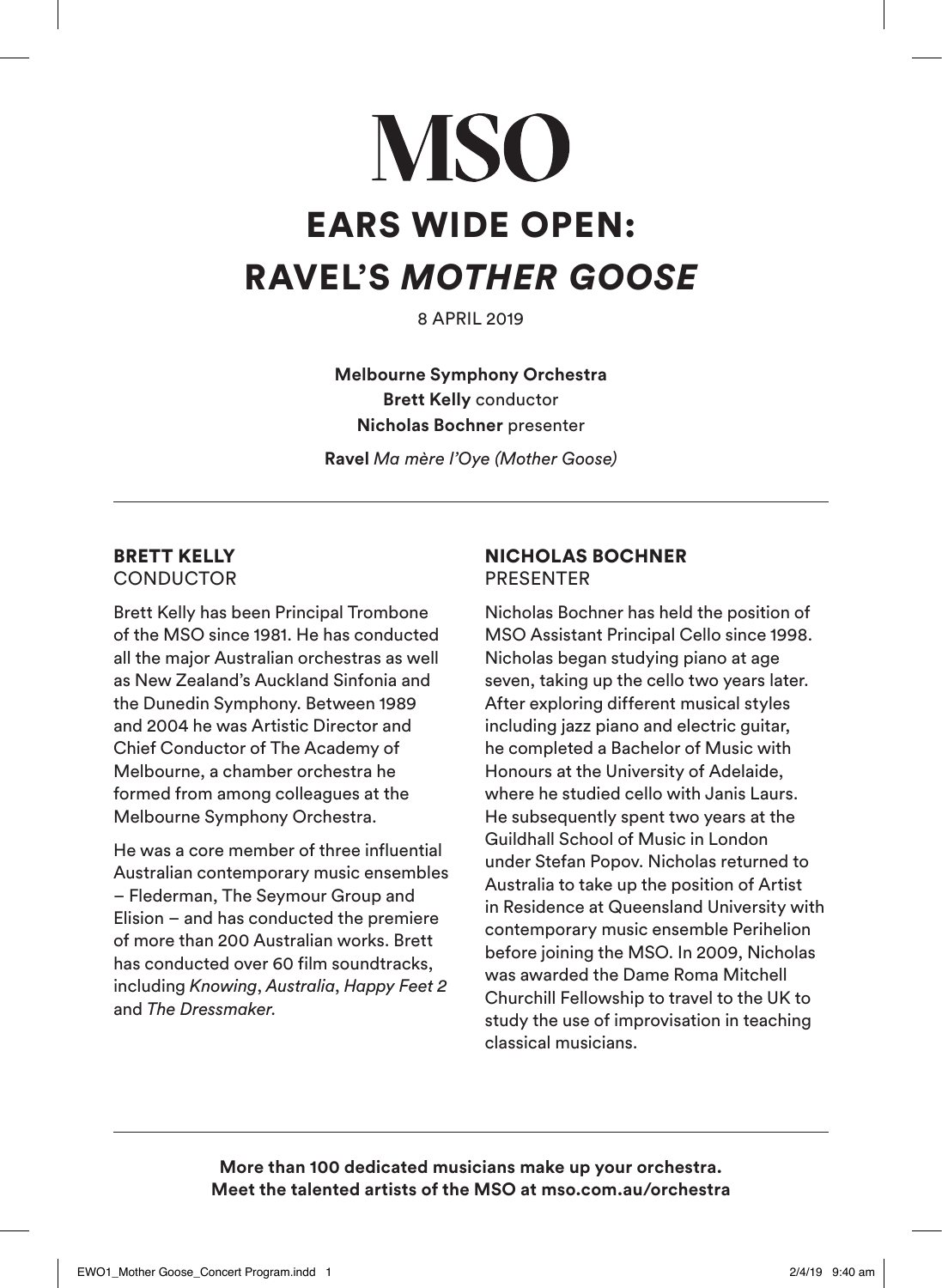# MSO

# EARS WIDE OPEN: RAVEL'S *MOTHER GOOSE*

8 APRIL 2019

**Melbourne Symphony Orchestra**
**Brett Kelly** conductor
**Nicholas Bochner** presenter

**Ravel** *Ma mère l'Oye (Mother Goose)*

---

## BRETT KELLY
CONDUCTOR

Brett Kelly has been Principal Trombone of the MSO since 1981. He has conducted all the major Australian orchestras as well as New Zealand's Auckland Sinfonia and the Dunedin Symphony. Between 1989 and 2004 he was Artistic Director and Chief Conductor of The Academy of Melbourne, a chamber orchestra he formed from among colleagues at the Melbourne Symphony Orchestra.

He was a core member of three influential Australian contemporary music ensembles – Flederman, The Seymour Group and Elision – and has conducted the premiere of more than 200 Australian works. Brett has conducted over 60 film soundtracks, including *Knowing*, *Australia*, *Happy Feet 2* and *The Dressmaker*.

## NICHOLAS BOCHNER
PRESENTER

Nicholas Bochner has held the position of MSO Assistant Principal Cello since 1998. Nicholas began studying piano at age seven, taking up the cello two years later. After exploring different musical styles including jazz piano and electric guitar, he completed a Bachelor of Music with Honours at the University of Adelaide, where he studied cello with Janis Laurs. He subsequently spent two years at the Guildhall School of Music in London under Stefan Popov. Nicholas returned to Australia to take up the position of Artist in Residence at Queensland University with contemporary music ensemble Perihelion before joining the MSO. In 2009, Nicholas was awarded the Dame Roma Mitchell Churchill Fellowship to travel to the UK to study the use of improvisation in teaching classical musicians.

---

**More than 100 dedicated musicians make up your orchestra.**
**Meet the talented artists of the MSO at mso.com.au/orchestra**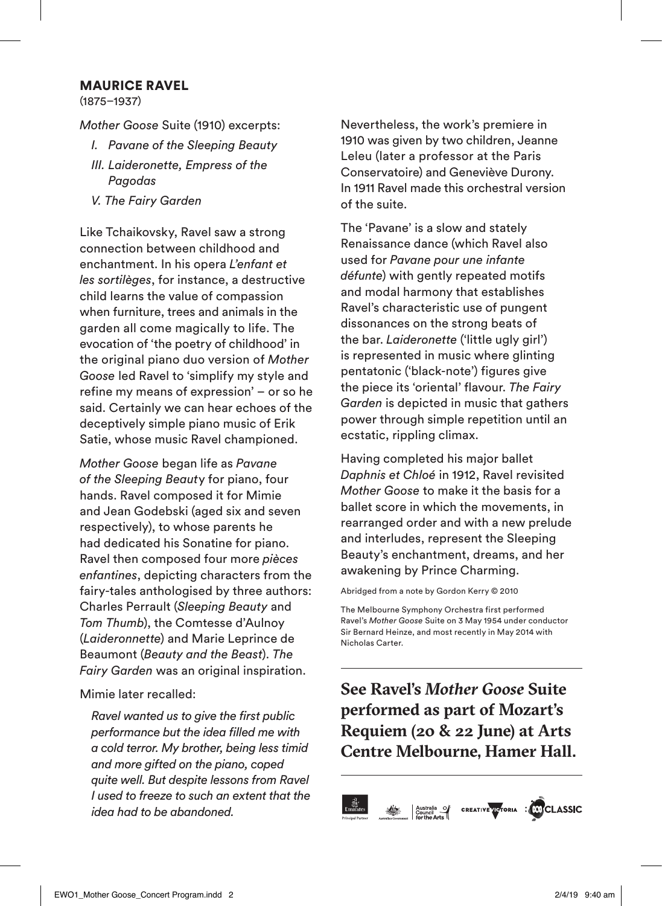## MAURICE RAVEL

(1875–1937)

*Mother Goose* Suite (1910) excerpts:

- *I. Pavane of the Sleeping Beauty*
- *III. Laideronette, Empress of the Pagodas*
- *V. The Fairy Garden*

Like Tchaikovsky, Ravel saw a strong connection between childhood and enchantment. In his opera *L'enfant et les sortilèges*, for instance, a destructive child learns the value of compassion when furniture, trees and animals in the garden all come magically to life. The evocation of 'the poetry of childhood' in the original piano duo version of *Mother Goose* led Ravel to 'simplify my style and refine my means of expression' – or so he said. Certainly we can hear echoes of the deceptively simple piano music of Erik Satie, whose music Ravel championed.

*Mother Goose* began life as *Pavane of the Sleeping Beauty* for piano, four hands. Ravel composed it for Mimie and Jean Godebski (aged six and seven respectively), to whose parents he had dedicated his Sonatine for piano. Ravel then composed four more *pièces enfantines*, depicting characters from the fairy-tales anthologised by three authors: Charles Perrault (*Sleeping Beauty* and *Tom Thumb*), the Comtesse d'Aulnoy (*Laideronnette*) and Marie Leprince de Beaumont (*Beauty and the Beast*). *The Fairy Garden* was an original inspiration.

Mimie later recalled:

> *Ravel wanted us to give the first public performance but the idea filled me with a cold terror. My brother, being less timid and more gifted on the piano, coped quite well. But despite lessons from Ravel I used to freeze to such an extent that the idea had to be abandoned.*

Nevertheless, the work's premiere in 1910 was given by two children, Jeanne Leleu (later a professor at the Paris Conservatoire) and Geneviève Durony. In 1911 Ravel made this orchestral version of the suite.

The 'Pavane' is a slow and stately Renaissance dance (which Ravel also used for *Pavane pour une infante défunte*) with gently repeated motifs and modal harmony that establishes Ravel's characteristic use of pungent dissonances on the strong beats of the bar. *Laideronette* ('little ugly girl') is represented in music where glinting pentatonic ('black-note') figures give the piece its 'oriental' flavour. *The Fairy Garden* is depicted in music that gathers power through simple repetition until an ecstatic, rippling climax.

Having completed his major ballet *Daphnis et Chloé* in 1912, Ravel revisited *Mother Goose* to make it the basis for a ballet score in which the movements, in rearranged order and with a new prelude and interludes, represent the Sleeping Beauty's enchantment, dreams, and her awakening by Prince Charming.

Abridged from a note by Gordon Kerry © 2010

The Melbourne Symphony Orchestra first performed Ravel's *Mother Goose* Suite on 3 May 1954 under conductor Sir Bernard Heinze, and most recently in May 2014 with Nicholas Carter.

---

**See Ravel's *Mother Goose* Suite performed as part of Mozart's Requiem (20 & 22 June) at Arts Centre Melbourne, Hamer Hall.**

---

Emirates Principal Partner | Australian Government | Australia Council for the Arts | CREATIVE VICTORIA | ABC CLASSIC